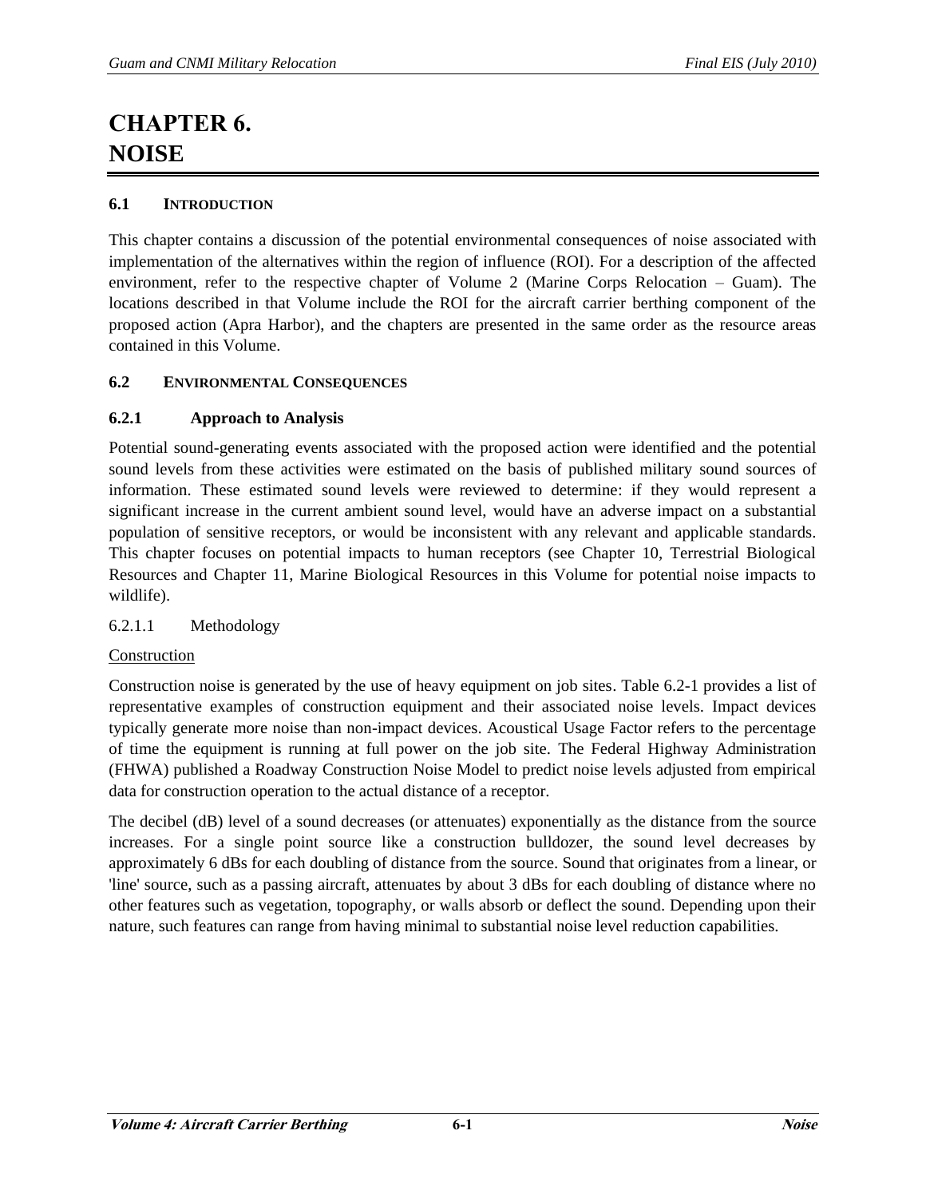# CHAPTER 6. NOISE

## 6.1 INTRODUCTION

This chapter contains a discussion of the potential environmental consequences of noise associated with implementation of the alternatives within the region of influence (ROI). For a description of the affected environment, refer to the respective chapter of Volume 2 (Marine Corps Relocation – Guam). The locations described in that Volume include the ROI for the aircraft carrier berthing component of the proposed action (Apra Harbor), and the chapters are presented in the same order as the resource areas contained in this Volume.

## 6.2 ENVIRONMENTAL CONSEQUENCES

### 6.2.1 Approach to Analysis

Potential sound-generating events associated with the proposed action were identified and the potential sound levels from these activities were estimated on the basis of published military sound sources of information. These estimated sound levels were reviewed to determine: if they would represent a significant increase in the current ambient sound level, would have an adverse impact on a substantial population of sensitive receptors, or would be inconsistent with any relevant and applicable standards. This chapter focuses on potential impacts to human receptors (see Chapter 10, Terrestrial Biological Resources and Chapter 11, Marine Biological Resources in this Volume for potential noise impacts to wildlife).

#### 6.2.1.1 Methodology

Construction

Construction noise is generated by the use of heavy equipment on job sites. Table 6.2-1 provides a list of representative examples of construction equipment and their associated noise levels. Impact devices typically generate more noise than non-impact devices. Acoustical Usage Factor refers to the percentage of time the equipment is running at full power on the job site. The Federal Highway Administration (FHWA) published a Roadway Construction Noise Model to predict noise levels adjusted from empirical data for construction operation to the actual distance of a receptor.

The decibel (dB) level of a sound decreases (or attenuates) exponentially as the distance from the source increases. For a single point source like a construction bulldozer, the sound level decreases by approximately 6 dBs for each doubling of distance from the source. Sound that originates from a linear, or 'line' source, such as a passing aircraft, attenuates by about 3 dBs for each doubling of distance where no other features such as vegetation, topography, or walls absorb or deflect the sound. Depending upon their nature, such features can range from having minimal to substantial noise level reduction capabilities.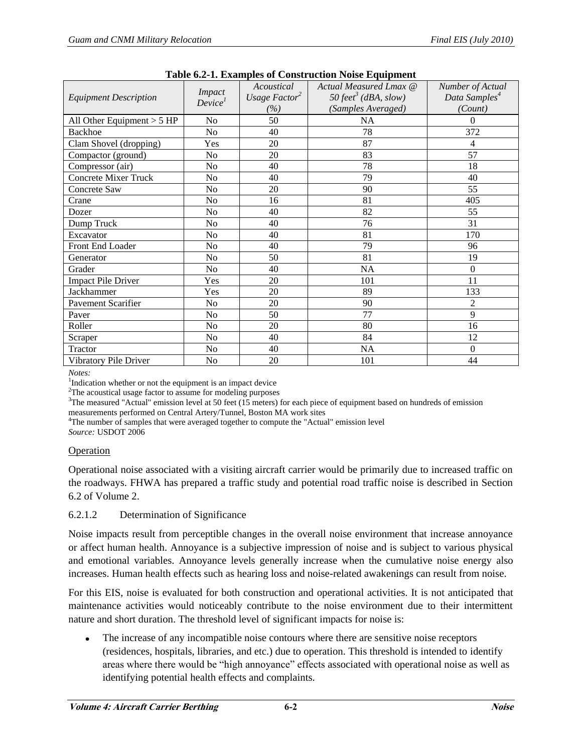**Table 6.2-1. Examples of Construction Noise Equipment**

| *Equipment Description* | *Impact Device*[1] | *Acoustical Usage Factor*[2] *(%)* | *Actual Measured Lmax @ 50 feet*[3] *(dBA, slow) (Samples Averaged)* | *Number of Actual Data Samples*[4] *(Count)* |
|---|---|---|---|---|
| All Other Equipment > 5 HP | No | 50 | NA | 0 |
| Backhoe | No | 40 | 78 | 372 |
| Clam Shovel (dropping) | Yes | 20 | 87 | 4 |
| Compactor (ground) | No | 20 | 83 | 57 |
| Compressor (air) | No | 40 | 78 | 18 |
| Concrete Mixer Truck | No | 40 | 79 | 40 |
| Concrete Saw | No | 20 | 90 | 55 |
| Crane | No | 16 | 81 | 405 |
| Dozer | No | 40 | 82 | 55 |
| Dump Truck | No | 40 | 76 | 31 |
| Excavator | No | 40 | 81 | 170 |
| Front End Loader | No | 40 | 79 | 96 |
| Generator | No | 50 | 81 | 19 |
| Grader | No | 40 | NA | 0 |
| Impact Pile Driver | Yes | 20 | 101 | 11 |
| Jackhammer | Yes | 20 | 89 | 133 |
| Pavement Scarifier | No | 20 | 90 | 2 |
| Paver | No | 50 | 77 | 9 |
| Roller | No | 20 | 80 | 16 |
| Scraper | No | 40 | 84 | 12 |
| Tractor | No | 40 | NA | 0 |
| Vibratory Pile Driver | No | 20 | 101 | 44 |

*Notes:*
[1]Indication whether or not the equipment is an impact device
[2]The acoustical usage factor to assume for modeling purposes
[3]The measured "Actual" emission level at 50 feet (15 meters) for each piece of equipment based on hundreds of emission measurements performed on Central Artery/Tunnel, Boston MA work sites
[4]The number of samples that were averaged together to compute the "Actual" emission level
*Source:* USDOT 2006

Operation

Operational noise associated with a visiting aircraft carrier would be primarily due to increased traffic on the roadways. FHWA has prepared a traffic study and potential road traffic noise is described in Section 6.2 of Volume 2.

### 6.2.1.2 Determination of Significance

Noise impacts result from perceptible changes in the overall noise environment that increase annoyance or affect human health. Annoyance is a subjective impression of noise and is subject to various physical and emotional variables. Annoyance levels generally increase when the cumulative noise energy also increases. Human health effects such as hearing loss and noise-related awakenings can result from noise.

For this EIS, noise is evaluated for both construction and operational activities. It is not anticipated that maintenance activities would noticeably contribute to the noise environment due to their intermittent nature and short duration. The threshold level of significant impacts for noise is:

- The increase of any incompatible noise contours where there are sensitive noise receptors (residences, hospitals, libraries, and etc.) due to operation. This threshold is intended to identify areas where there would be "high annoyance" effects associated with operational noise as well as identifying potential health effects and complaints.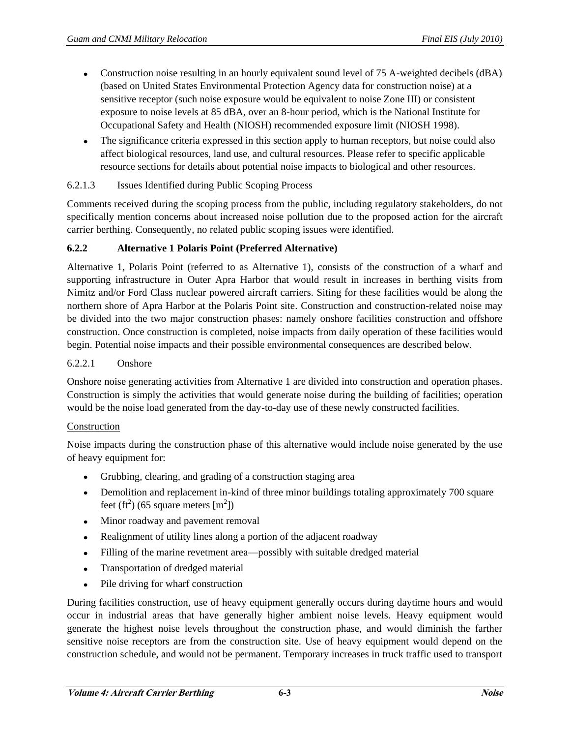- Construction noise resulting in an hourly equivalent sound level of 75 A-weighted decibels (dBA) (based on United States Environmental Protection Agency data for construction noise) at a sensitive receptor (such noise exposure would be equivalent to noise Zone III) or consistent exposure to noise levels at 85 dBA, over an 8-hour period, which is the National Institute for Occupational Safety and Health (NIOSH) recommended exposure limit (NIOSH 1998).
- The significance criteria expressed in this section apply to human receptors, but noise could also affect biological resources, land use, and cultural resources. Please refer to specific applicable resource sections for details about potential noise impacts to biological and other resources.

#### 6.2.1.3 Issues Identified during Public Scoping Process

Comments received during the scoping process from the public, including regulatory stakeholders, do not specifically mention concerns about increased noise pollution due to the proposed action for the aircraft carrier berthing. Consequently, no related public scoping issues were identified.

### 6.2.2 Alternative 1 Polaris Point (Preferred Alternative)

Alternative 1, Polaris Point (referred to as Alternative 1), consists of the construction of a wharf and supporting infrastructure in Outer Apra Harbor that would result in increases in berthing visits from Nimitz and/or Ford Class nuclear powered aircraft carriers. Siting for these facilities would be along the northern shore of Apra Harbor at the Polaris Point site. Construction and construction-related noise may be divided into the two major construction phases: namely onshore facilities construction and offshore construction. Once construction is completed, noise impacts from daily operation of these facilities would begin. Potential noise impacts and their possible environmental consequences are described below.

#### 6.2.2.1 Onshore

Onshore noise generating activities from Alternative 1 are divided into construction and operation phases. Construction is simply the activities that would generate noise during the building of facilities; operation would be the noise load generated from the day-to-day use of these newly constructed facilities.

<u>Construction</u>

Noise impacts during the construction phase of this alternative would include noise generated by the use of heavy equipment for:

- Grubbing, clearing, and grading of a construction staging area
- Demolition and replacement in-kind of three minor buildings totaling approximately 700 square feet ($ft^2$) (65 square meters [$m^2$])
- Minor roadway and pavement removal
- Realignment of utility lines along a portion of the adjacent roadway
- Filling of the marine revetment area—possibly with suitable dredged material
- Transportation of dredged material
- Pile driving for wharf construction

During facilities construction, use of heavy equipment generally occurs during daytime hours and would occur in industrial areas that have generally higher ambient noise levels. Heavy equipment would generate the highest noise levels throughout the construction phase, and would diminish the farther sensitive noise receptors are from the construction site. Use of heavy equipment would depend on the construction schedule, and would not be permanent. Temporary increases in truck traffic used to transport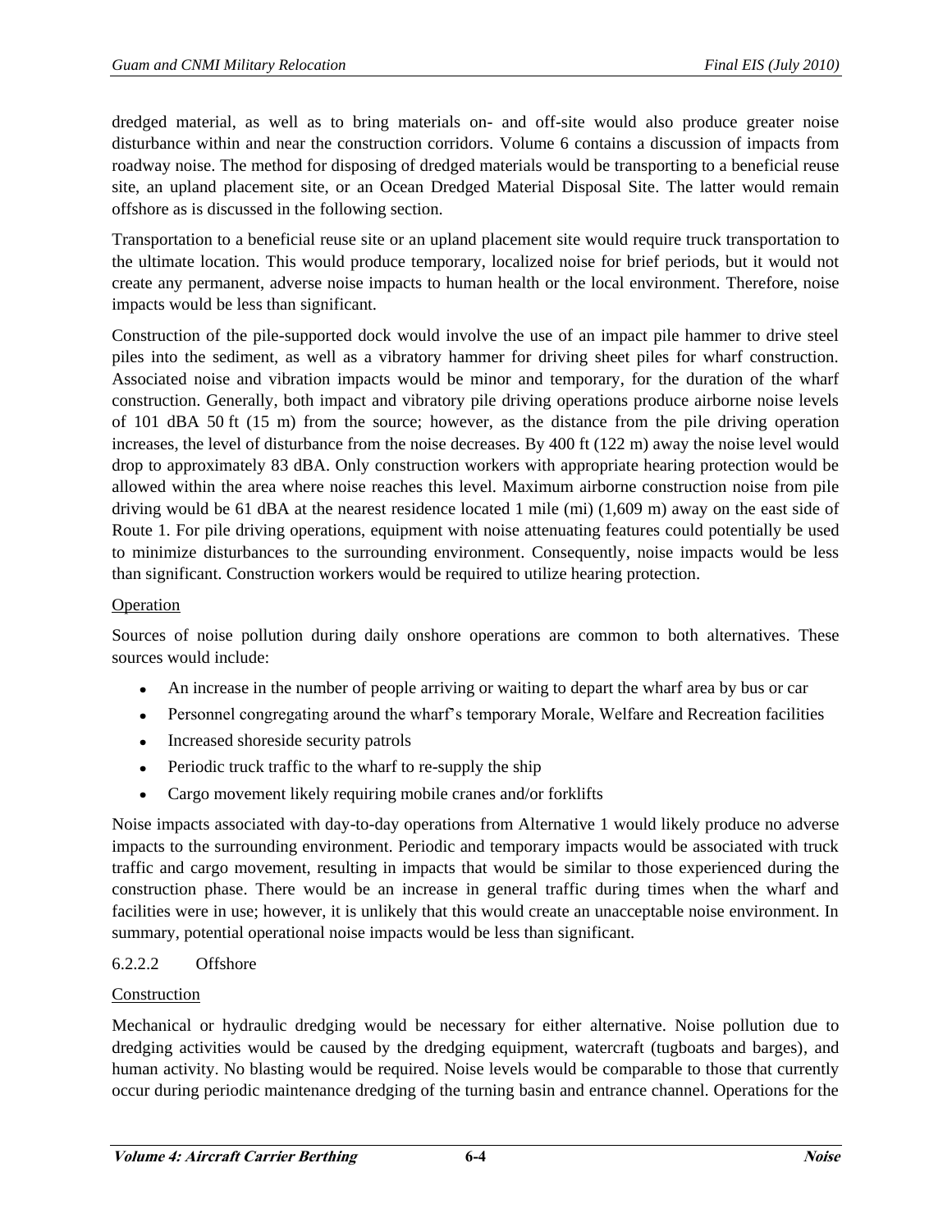dredged material, as well as to bring materials on- and off-site would also produce greater noise disturbance within and near the construction corridors. Volume 6 contains a discussion of impacts from roadway noise. The method for disposing of dredged materials would be transporting to a beneficial reuse site, an upland placement site, or an Ocean Dredged Material Disposal Site. The latter would remain offshore as is discussed in the following section.

Transportation to a beneficial reuse site or an upland placement site would require truck transportation to the ultimate location. This would produce temporary, localized noise for brief periods, but it would not create any permanent, adverse noise impacts to human health or the local environment. Therefore, noise impacts would be less than significant.

Construction of the pile-supported dock would involve the use of an impact pile hammer to drive steel piles into the sediment, as well as a vibratory hammer for driving sheet piles for wharf construction. Associated noise and vibration impacts would be minor and temporary, for the duration of the wharf construction. Generally, both impact and vibratory pile driving operations produce airborne noise levels of 101 dBA 50 ft (15 m) from the source; however, as the distance from the pile driving operation increases, the level of disturbance from the noise decreases. By 400 ft (122 m) away the noise level would drop to approximately 83 dBA. Only construction workers with appropriate hearing protection would be allowed within the area where noise reaches this level. Maximum airborne construction noise from pile driving would be 61 dBA at the nearest residence located 1 mile (mi) (1,609 m) away on the east side of Route 1. For pile driving operations, equipment with noise attenuating features could potentially be used to minimize disturbances to the surrounding environment. Consequently, noise impacts would be less than significant. Construction workers would be required to utilize hearing protection.

Operation

Sources of noise pollution during daily onshore operations are common to both alternatives. These sources would include:

- An increase in the number of people arriving or waiting to depart the wharf area by bus or car
- Personnel congregating around the wharf's temporary Morale, Welfare and Recreation facilities
- Increased shoreside security patrols
- Periodic truck traffic to the wharf to re-supply the ship
- Cargo movement likely requiring mobile cranes and/or forklifts

Noise impacts associated with day-to-day operations from Alternative 1 would likely produce no adverse impacts to the surrounding environment. Periodic and temporary impacts would be associated with truck traffic and cargo movement, resulting in impacts that would be similar to those experienced during the construction phase. There would be an increase in general traffic during times when the wharf and facilities were in use; however, it is unlikely that this would create an unacceptable noise environment. In summary, potential operational noise impacts would be less than significant.

#### 6.2.2.2 Offshore

Construction

Mechanical or hydraulic dredging would be necessary for either alternative. Noise pollution due to dredging activities would be caused by the dredging equipment, watercraft (tugboats and barges), and human activity. No blasting would be required. Noise levels would be comparable to those that currently occur during periodic maintenance dredging of the turning basin and entrance channel. Operations for the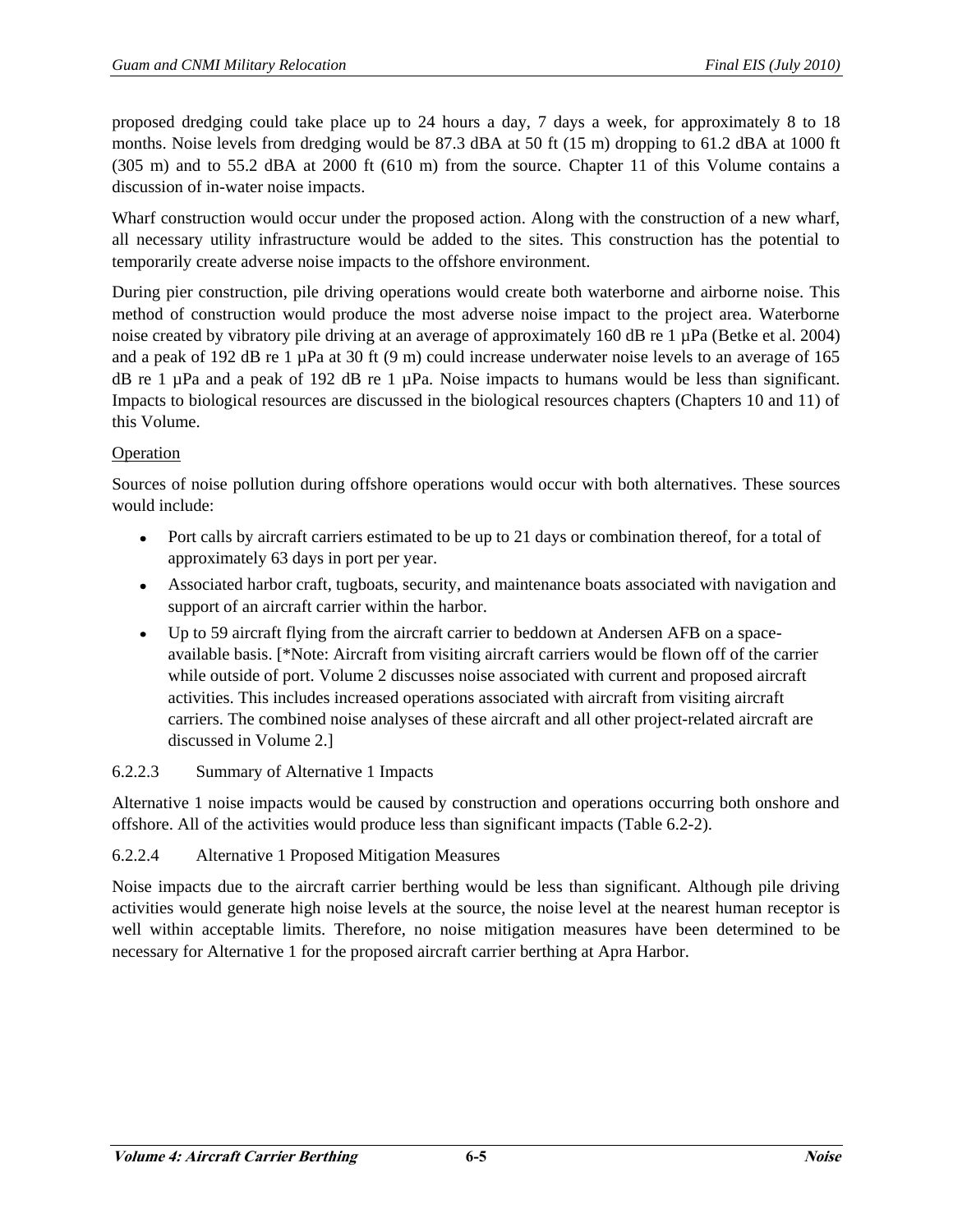proposed dredging could take place up to 24 hours a day, 7 days a week, for approximately 8 to 18 months. Noise levels from dredging would be 87.3 dBA at 50 ft (15 m) dropping to 61.2 dBA at 1000 ft (305 m) and to 55.2 dBA at 2000 ft (610 m) from the source. Chapter 11 of this Volume contains a discussion of in-water noise impacts.

Wharf construction would occur under the proposed action. Along with the construction of a new wharf, all necessary utility infrastructure would be added to the sites. This construction has the potential to temporarily create adverse noise impacts to the offshore environment.

During pier construction, pile driving operations would create both waterborne and airborne noise. This method of construction would produce the most adverse noise impact to the project area. Waterborne noise created by vibratory pile driving at an average of approximately 160 dB re 1 µPa (Betke et al. 2004) and a peak of 192 dB re 1 µPa at 30 ft (9 m) could increase underwater noise levels to an average of 165 dB re 1 µPa and a peak of 192 dB re 1 µPa. Noise impacts to humans would be less than significant. Impacts to biological resources are discussed in the biological resources chapters (Chapters 10 and 11) of this Volume.

<u>Operation</u>

Sources of noise pollution during offshore operations would occur with both alternatives. These sources would include:

- Port calls by aircraft carriers estimated to be up to 21 days or combination thereof, for a total of approximately 63 days in port per year.
- Associated harbor craft, tugboats, security, and maintenance boats associated with navigation and support of an aircraft carrier within the harbor.
- Up to 59 aircraft flying from the aircraft carrier to beddown at Andersen AFB on a space-available basis. [*Note: Aircraft from visiting aircraft carriers would be flown off of the carrier while outside of port. Volume 2 discusses noise associated with current and proposed aircraft activities. This includes increased operations associated with aircraft from visiting aircraft carriers. The combined noise analyses of these aircraft and all other project-related aircraft are discussed in Volume 2.]

#### 6.2.2.3 Summary of Alternative 1 Impacts

Alternative 1 noise impacts would be caused by construction and operations occurring both onshore and offshore. All of the activities would produce less than significant impacts (Table 6.2-2).

#### 6.2.2.4 Alternative 1 Proposed Mitigation Measures

Noise impacts due to the aircraft carrier berthing would be less than significant. Although pile driving activities would generate high noise levels at the source, the noise level at the nearest human receptor is well within acceptable limits. Therefore, no noise mitigation measures have been determined to be necessary for Alternative 1 for the proposed aircraft carrier berthing at Apra Harbor.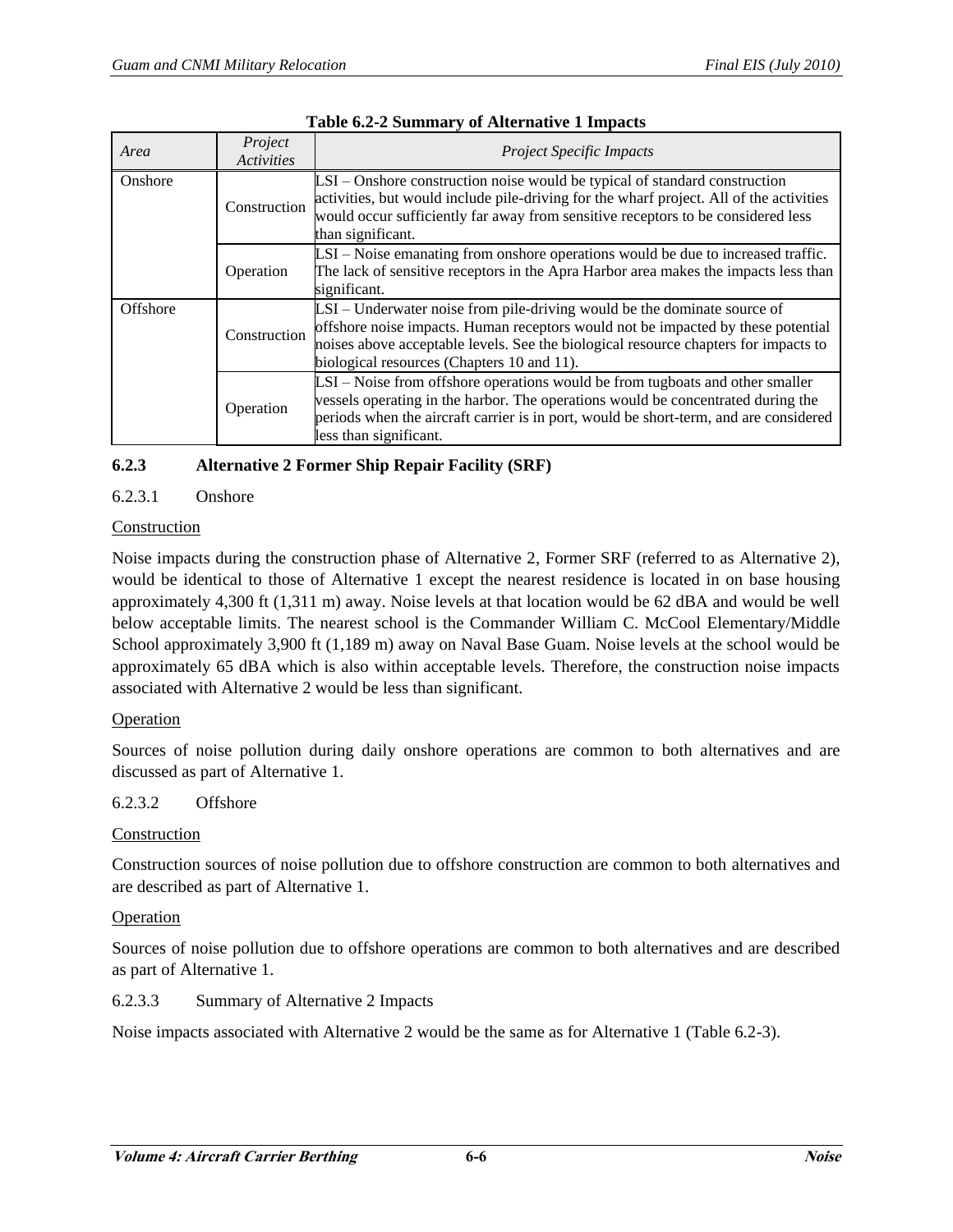**Table 6.2-2 Summary of Alternative 1 Impacts**

| *Area* | *Project Activities* | *Project Specific Impacts* |
|---|---|---|
| Onshore | Construction | LSI – Onshore construction noise would be typical of standard construction activities, but would include pile-driving for the wharf project. All of the activities would occur sufficiently far away from sensitive receptors to be considered less than significant. |
| | Operation | LSI – Noise emanating from onshore operations would be due to increased traffic. The lack of sensitive receptors in the Apra Harbor area makes the impacts less than significant. |
| Offshore | Construction | LSI – Underwater noise from pile-driving would be the dominate source of offshore noise impacts. Human receptors would not be impacted by these potential noises above acceptable levels. See the biological resource chapters for impacts to biological resources (Chapters 10 and 11). |
| | Operation | LSI – Noise from offshore operations would be from tugboats and other smaller vessels operating in the harbor. The operations would be concentrated during the periods when the aircraft carrier is in port, would be short-term, and are considered less than significant. |

### 6.2.3 Alternative 2 Former Ship Repair Facility (SRF)

#### 6.2.3.1 Onshore

Construction

Noise impacts during the construction phase of Alternative 2, Former SRF (referred to as Alternative 2), would be identical to those of Alternative 1 except the nearest residence is located in on base housing approximately 4,300 ft (1,311 m) away. Noise levels at that location would be 62 dBA and would be well below acceptable limits. The nearest school is the Commander William C. McCool Elementary/Middle School approximately 3,900 ft (1,189 m) away on Naval Base Guam. Noise levels at the school would be approximately 65 dBA which is also within acceptable levels. Therefore, the construction noise impacts associated with Alternative 2 would be less than significant.

Operation

Sources of noise pollution during daily onshore operations are common to both alternatives and are discussed as part of Alternative 1.

#### 6.2.3.2 Offshore

Construction

Construction sources of noise pollution due to offshore construction are common to both alternatives and are described as part of Alternative 1.

Operation

Sources of noise pollution due to offshore operations are common to both alternatives and are described as part of Alternative 1.

#### 6.2.3.3 Summary of Alternative 2 Impacts

Noise impacts associated with Alternative 2 would be the same as for Alternative 1 (Table 6.2-3).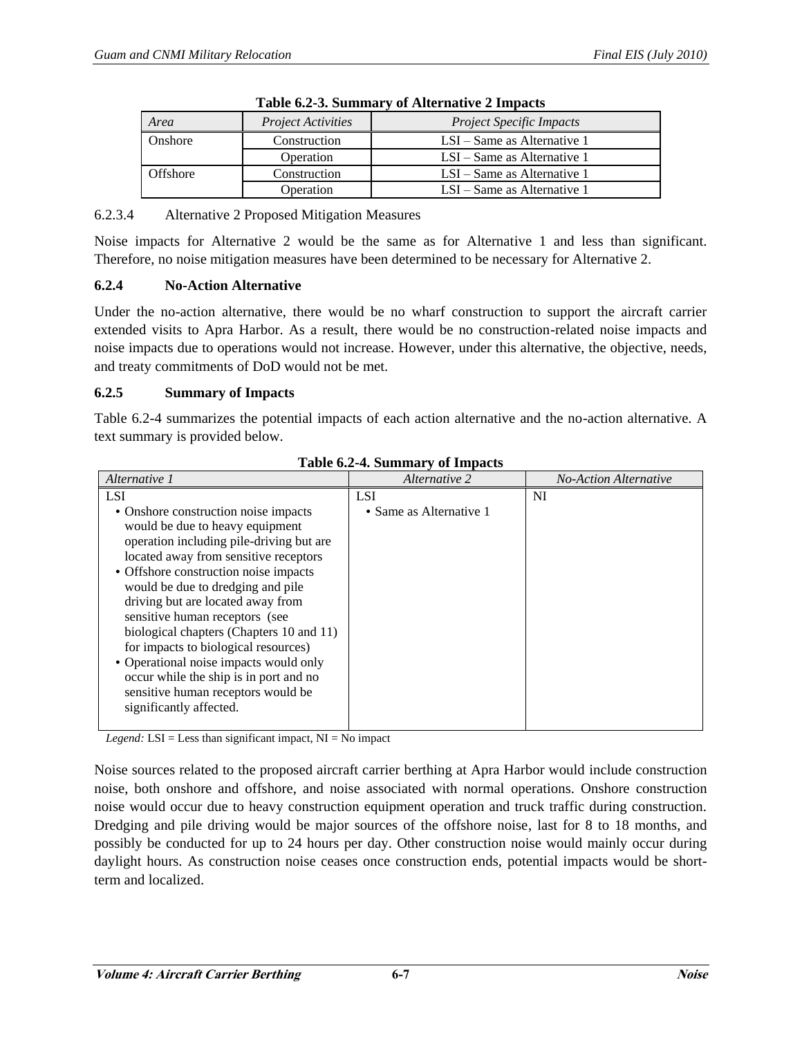**Table 6.2-3. Summary of Alternative 2 Impacts**

| *Area* | *Project Activities* | *Project Specific Impacts* |
| --- | --- | --- |
| Onshore | Construction | LSI – Same as Alternative 1 |
| | Operation | LSI – Same as Alternative 1 |
| Offshore | Construction | LSI – Same as Alternative 1 |
| | Operation | LSI – Same as Alternative 1 |

6.2.3.4 Alternative 2 Proposed Mitigation Measures

Noise impacts for Alternative 2 would be the same as for Alternative 1 and less than significant. Therefore, no noise mitigation measures have been determined to be necessary for Alternative 2.

### 6.2.4 No-Action Alternative

Under the no-action alternative, there would be no wharf construction to support the aircraft carrier extended visits to Apra Harbor. As a result, there would be no construction-related noise impacts and noise impacts due to operations would not increase. However, under this alternative, the objective, needs, and treaty commitments of DoD would not be met.

### 6.2.5 Summary of Impacts

Table 6.2-4 summarizes the potential impacts of each action alternative and the no-action alternative. A text summary is provided below.

**Table 6.2-4. Summary of Impacts**

| *Alternative 1* | *Alternative 2* | *No-Action Alternative* |
| --- | --- | --- |
| LSI<br>• Onshore construction noise impacts would be due to heavy equipment operation including pile-driving but are located away from sensitive receptors<br>• Offshore construction noise impacts would be due to dredging and pile driving but are located away from sensitive human receptors (see biological chapters (Chapters 10 and 11) for impacts to biological resources)<br>• Operational noise impacts would only occur while the ship is in port and no sensitive human receptors would be significantly affected. | LSI<br>• Same as Alternative 1 | NI |

*Legend:* LSI = Less than significant impact, NI = No impact

Noise sources related to the proposed aircraft carrier berthing at Apra Harbor would include construction noise, both onshore and offshore, and noise associated with normal operations. Onshore construction noise would occur due to heavy construction equipment operation and truck traffic during construction. Dredging and pile driving would be major sources of the offshore noise, last for 8 to 18 months, and possibly be conducted for up to 24 hours per day. Other construction noise would mainly occur during daylight hours. As construction noise ceases once construction ends, potential impacts would be short-term and localized.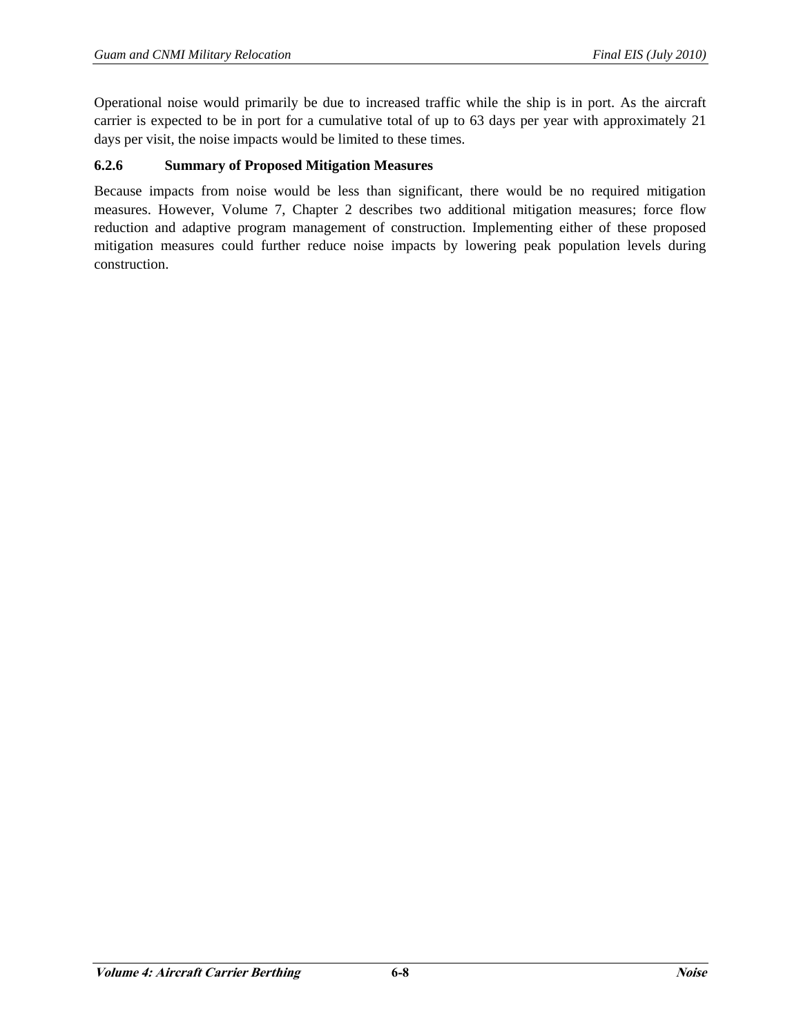Operational noise would primarily be due to increased traffic while the ship is in port. As the aircraft carrier is expected to be in port for a cumulative total of up to 63 days per year with approximately 21 days per visit, the noise impacts would be limited to these times.

### 6.2.6 Summary of Proposed Mitigation Measures

Because impacts from noise would be less than significant, there would be no required mitigation measures. However, Volume 7, Chapter 2 describes two additional mitigation measures; force flow reduction and adaptive program management of construction. Implementing either of these proposed mitigation measures could further reduce noise impacts by lowering peak population levels during construction.